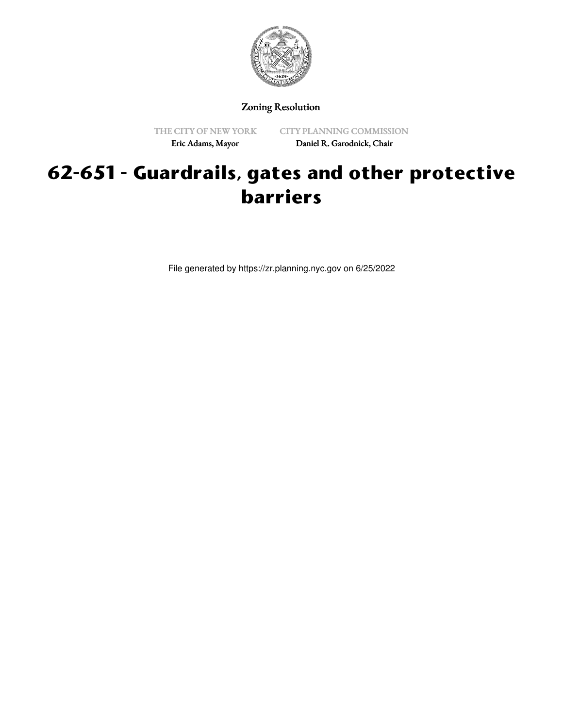Zoning Resolution

THE CITY OF NEW YORK

Eric Adams, Mayor

CITY PLANNING COMMISSION

Daniel R. Garodnick, Chair

# 62-651 - Guardrails, gates and other protective barriers

File generated by https://zr.planning.nyc.gov on 6/25/2022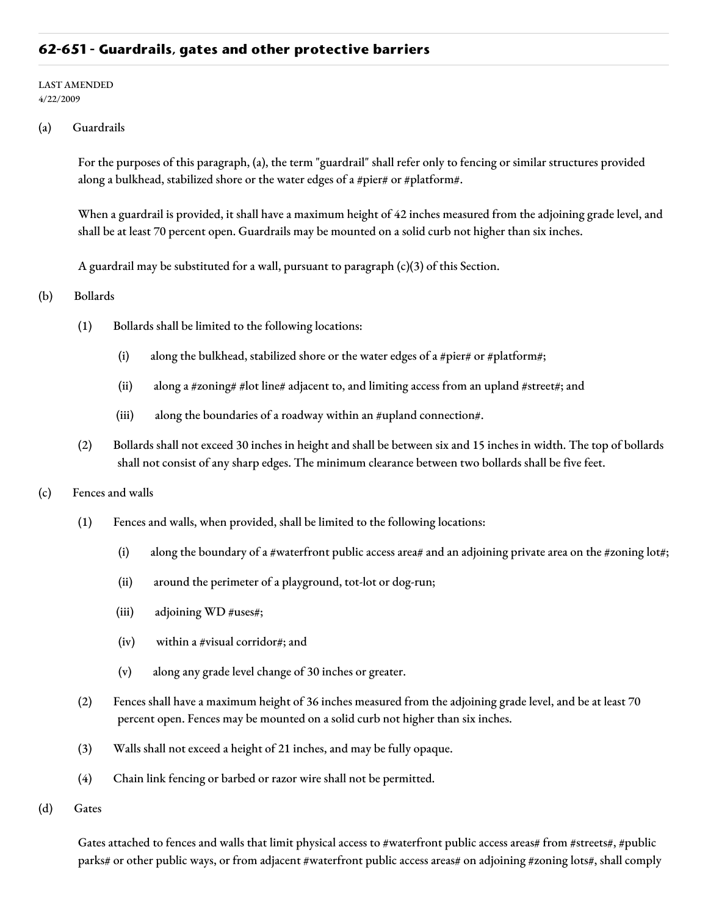## 62-651 - Guardrails, gates and other protective barriers

LAST AMENDED
4/22/2009

(a) Guardrails

For the purposes of this paragraph, (a), the term "guardrail" shall refer only to fencing or similar structures provided along a bulkhead, stabilized shore or the water edges of a #pier# or #platform#.

When a guardrail is provided, it shall have a maximum height of 42 inches measured from the adjoining grade level, and shall be at least 70 percent open. Guardrails may be mounted on a solid curb not higher than six inches.

A guardrail may be substituted for a wall, pursuant to paragraph (c)(3) of this Section.

(b) Bollards

(1) Bollards shall be limited to the following locations:

(i) along the bulkhead, stabilized shore or the water edges of a #pier# or #platform#;

(ii) along a #zoning# #lot line# adjacent to, and limiting access from an upland #street#; and

(iii) along the boundaries of a roadway within an #upland connection#.

(2) Bollards shall not exceed 30 inches in height and shall be between six and 15 inches in width. The top of bollards shall not consist of any sharp edges. The minimum clearance between two bollards shall be five feet.

(c) Fences and walls

(1) Fences and walls, when provided, shall be limited to the following locations:

(i) along the boundary of a #waterfront public access area# and an adjoining private area on the #zoning lot#;

(ii) around the perimeter of a playground, tot-lot or dog-run;

(iii) adjoining WD #uses#;

(iv) within a #visual corridor#; and

(v) along any grade level change of 30 inches or greater.

(2) Fences shall have a maximum height of 36 inches measured from the adjoining grade level, and be at least 70 percent open. Fences may be mounted on a solid curb not higher than six inches.

(3) Walls shall not exceed a height of 21 inches, and may be fully opaque.

(4) Chain link fencing or barbed or razor wire shall not be permitted.

(d) Gates

Gates attached to fences and walls that limit physical access to #waterfront public access areas# from #streets#, #public parks# or other public ways, or from adjacent #waterfront public access areas# on adjoining #zoning lots#, shall comply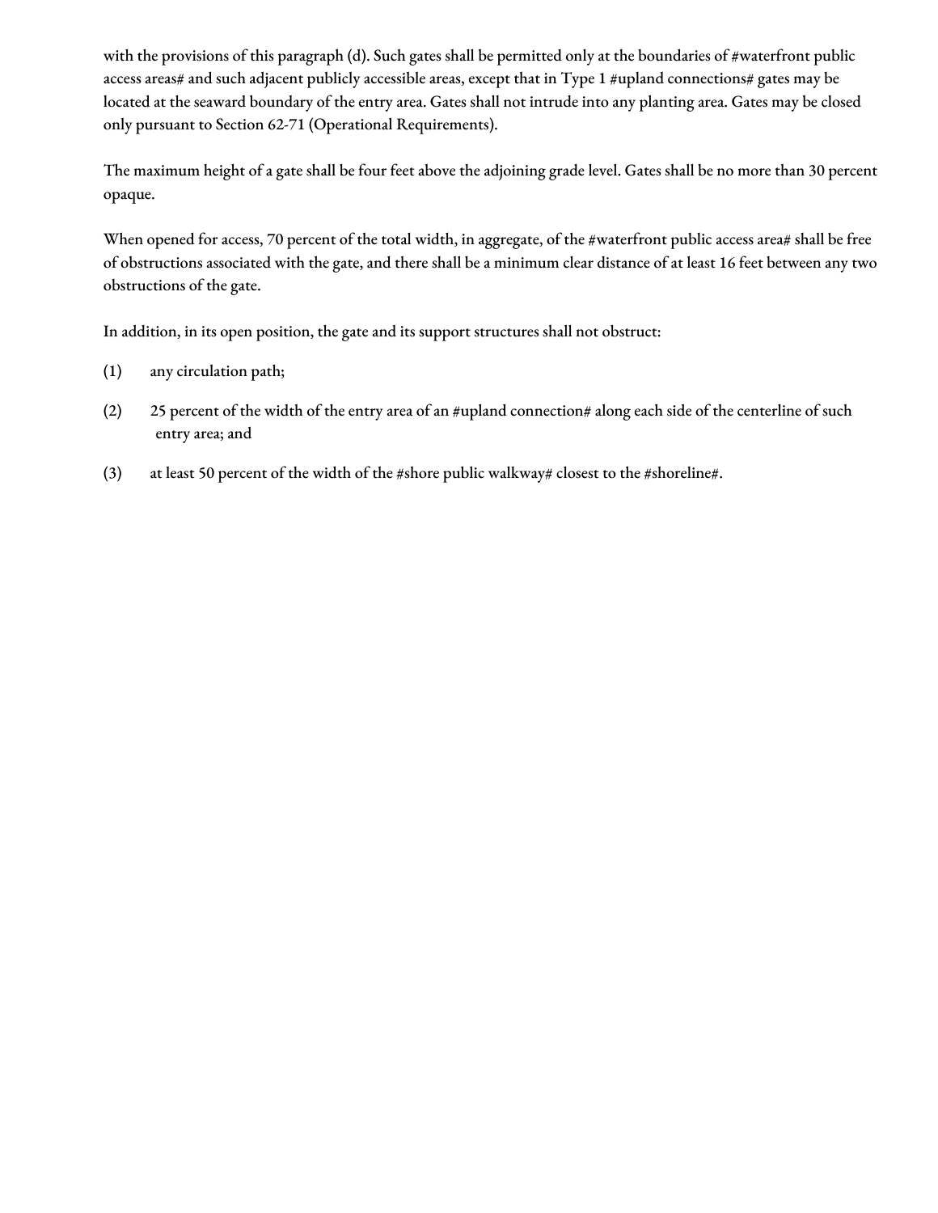with the provisions of this paragraph (d). Such gates shall be permitted only at the boundaries of #waterfront public access areas# and such adjacent publicly accessible areas, except that in Type 1 #upland connections# gates may be located at the seaward boundary of the entry area. Gates shall not intrude into any planting area. Gates may be closed only pursuant to Section 62-71 (Operational Requirements).

The maximum height of a gate shall be four feet above the adjoining grade level. Gates shall be no more than 30 percent opaque.

When opened for access, 70 percent of the total width, in aggregate, of the #waterfront public access area# shall be free of obstructions associated with the gate, and there shall be a minimum clear distance of at least 16 feet between any two obstructions of the gate.

In addition, in its open position, the gate and its support structures shall not obstruct:

(1) any circulation path;

(2) 25 percent of the width of the entry area of an #upland connection# along each side of the centerline of such entry area; and

(3) at least 50 percent of the width of the #shore public walkway# closest to the #shoreline#.